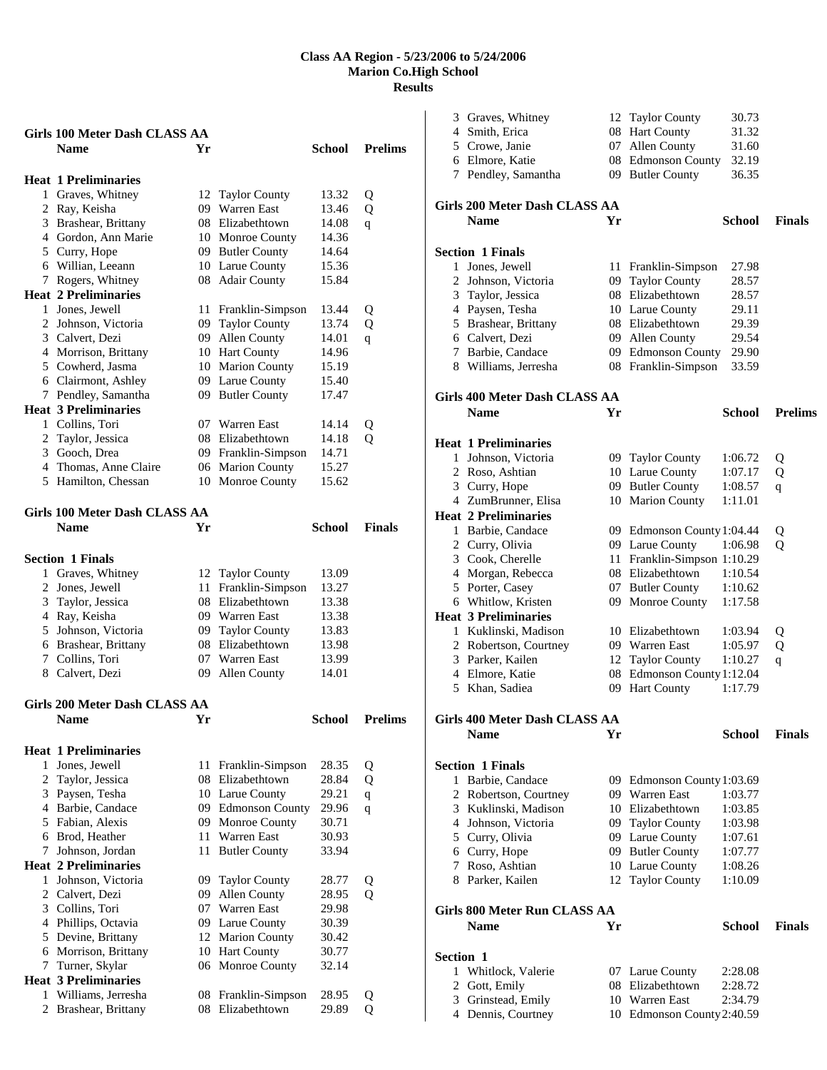# Class AA Region - 5/23/2006 to 5/24/2006
## Marion Co.High School
## Results

### Girls 100 Meter Dash CLASS AA

| | Name | Yr | School | Prelims | |
|---|---|---|---|---|---|
| **Heat 1 Preliminaries** | | | | | |
| 1 | Graves, Whitney | 12 | Taylor County | 13.32 | Q |
| 2 | Ray, Keisha | 09 | Warren East | 13.46 | Q |
| 3 | Brashear, Brittany | 08 | Elizabethtown | 14.08 | q |
| 4 | Gordon, Ann Marie | 10 | Monroe County | 14.36 | |
| 5 | Curry, Hope | 09 | Butler County | 14.64 | |
| 6 | Willian, Leeann | 10 | Larue County | 15.36 | |
| 7 | Rogers, Whitney | 08 | Adair County | 15.84 | |
| **Heat 2 Preliminaries** | | | | | |
| 1 | Jones, Jewell | 11 | Franklin-Simpson | 13.44 | Q |
| 2 | Johnson, Victoria | 09 | Taylor County | 13.74 | Q |
| 3 | Calvert, Dezi | 09 | Allen County | 14.01 | q |
| 4 | Morrison, Brittany | 10 | Hart County | 14.96 | |
| 5 | Cowherd, Jasma | 10 | Marion County | 15.19 | |
| 6 | Clairmont, Ashley | 09 | Larue County | 15.40 | |
| 7 | Pendley, Samantha | 09 | Butler County | 17.47 | |
| **Heat 3 Preliminaries** | | | | | |
| 1 | Collins, Tori | 07 | Warren East | 14.14 | Q |
| 2 | Taylor, Jessica | 08 | Elizabethtown | 14.18 | Q |
| 3 | Gooch, Drea | 09 | Franklin-Simpson | 14.71 | |
| 4 | Thomas, Anne Claire | 06 | Marion County | 15.27 | |
| 5 | Hamilton, Chessan | 10 | Monroe County | 15.62 | |

### Girls 100 Meter Dash CLASS AA

| | Name | Yr | School | Finals |
|---|---|---|---|---|
| **Section 1 Finals** | | | | |
| 1 | Graves, Whitney | 12 | Taylor County | 13.09 |
| 2 | Jones, Jewell | 11 | Franklin-Simpson | 13.27 |
| 3 | Taylor, Jessica | 08 | Elizabethtown | 13.38 |
| 4 | Ray, Keisha | 09 | Warren East | 13.38 |
| 5 | Johnson, Victoria | 09 | Taylor County | 13.83 |
| 6 | Brashear, Brittany | 08 | Elizabethtown | 13.98 |
| 7 | Collins, Tori | 07 | Warren East | 13.99 |
| 8 | Calvert, Dezi | 09 | Allen County | 14.01 |

### Girls 200 Meter Dash CLASS AA

| | Name | Yr | School | Prelims | |
|---|---|---|---|---|---|
| **Heat 1 Preliminaries** | | | | | |
| 1 | Jones, Jewell | 11 | Franklin-Simpson | 28.35 | Q |
| 2 | Taylor, Jessica | 08 | Elizabethtown | 28.84 | Q |
| 3 | Paysen, Tesha | 10 | Larue County | 29.21 | q |
| 4 | Barbie, Candace | 09 | Edmonson County | 29.96 | q |
| 5 | Fabian, Alexis | 09 | Monroe County | 30.71 | |
| 6 | Brod, Heather | 11 | Warren East | 30.93 | |
| 7 | Johnson, Jordan | 11 | Butler County | 33.94 | |
| **Heat 2 Preliminaries** | | | | | |
| 1 | Johnson, Victoria | 09 | Taylor County | 28.77 | Q |
| 2 | Calvert, Dezi | 09 | Allen County | 28.95 | Q |
| 3 | Collins, Tori | 07 | Warren East | 29.98 | |
| 4 | Phillips, Octavia | 09 | Larue County | 30.39 | |
| 5 | Devine, Brittany | 12 | Marion County | 30.42 | |
| 6 | Morrison, Brittany | 10 | Hart County | 30.77 | |
| 7 | Turner, Skylar | 06 | Monroe County | 32.14 | |
| **Heat 3 Preliminaries** | | | | | |
| 1 | Williams, Jerresha | 08 | Franklin-Simpson | 28.95 | Q |
| 2 | Brashear, Brittany | 08 | Elizabethtown | 29.89 | Q |
| 3 | Graves, Whitney | 12 | Taylor County | 30.73 | |
| 4 | Smith, Erica | 08 | Hart County | 31.32 | |
| 5 | Crowe, Janie | 07 | Allen County | 31.60 | |
| 6 | Elmore, Katie | 08 | Edmonson County | 32.19 | |
| 7 | Pendley, Samantha | 09 | Butler County | 36.35 | |

### Girls 200 Meter Dash CLASS AA

| | Name | Yr | School | Finals |
|---|---|---|---|---|
| **Section 1 Finals** | | | | |
| 1 | Jones, Jewell | 11 | Franklin-Simpson | 27.98 |
| 2 | Johnson, Victoria | 09 | Taylor County | 28.57 |
| 3 | Taylor, Jessica | 08 | Elizabethtown | 28.57 |
| 4 | Paysen, Tesha | 10 | Larue County | 29.11 |
| 5 | Brashear, Brittany | 08 | Elizabethtown | 29.39 |
| 6 | Calvert, Dezi | 09 | Allen County | 29.54 |
| 7 | Barbie, Candace | 09 | Edmonson County | 29.90 |
| 8 | Williams, Jerresha | 08 | Franklin-Simpson | 33.59 |

### Girls 400 Meter Dash CLASS AA

| | Name | Yr | School | Prelims | |
|---|---|---|---|---|---|
| **Heat 1 Preliminaries** | | | | | |
| 1 | Johnson, Victoria | 09 | Taylor County | 1:06.72 | Q |
| 2 | Roso, Ashtian | 10 | Larue County | 1:07.17 | Q |
| 3 | Curry, Hope | 09 | Butler County | 1:08.57 | q |
| 4 | ZumBrunner, Elisa | 10 | Marion County | 1:11.01 | |
| **Heat 2 Preliminaries** | | | | | |
| 1 | Barbie, Candace | 09 | Edmonson County | 1:04.44 | Q |
| 2 | Curry, Olivia | 09 | Larue County | 1:06.98 | Q |
| 3 | Cook, Cherelle | 11 | Franklin-Simpson | 1:10.29 | |
| 4 | Morgan, Rebecca | 08 | Elizabethtown | 1:10.54 | |
| 5 | Porter, Casey | 07 | Butler County | 1:10.62 | |
| 6 | Whitlow, Kristen | 09 | Monroe County | 1:17.58 | |
| **Heat 3 Preliminaries** | | | | | |
| 1 | Kuklinski, Madison | 10 | Elizabethtown | 1:03.94 | Q |
| 2 | Robertson, Courtney | 09 | Warren East | 1:05.97 | Q |
| 3 | Parker, Kailen | 12 | Taylor County | 1:10.27 | q |
| 4 | Elmore, Katie | 08 | Edmonson County | 1:12.04 | |
| 5 | Khan, Sadiea | 09 | Hart County | 1:17.79 | |

### Girls 400 Meter Dash CLASS AA

| | Name | Yr | School | Finals |
|---|---|---|---|---|
| **Section 1 Finals** | | | | |
| 1 | Barbie, Candace | 09 | Edmonson County | 1:03.69 |
| 2 | Robertson, Courtney | 09 | Warren East | 1:03.77 |
| 3 | Kuklinski, Madison | 10 | Elizabethtown | 1:03.85 |
| 4 | Johnson, Victoria | 09 | Taylor County | 1:03.98 |
| 5 | Curry, Olivia | 09 | Larue County | 1:07.61 |
| 6 | Curry, Hope | 09 | Butler County | 1:07.77 |
| 7 | Roso, Ashtian | 10 | Larue County | 1:08.26 |
| 8 | Parker, Kailen | 12 | Taylor County | 1:10.09 |

### Girls 800 Meter Run CLASS AA

| | Name | Yr | School | Finals |
|---|---|---|---|---|
| **Section 1** | | | | |
| 1 | Whitlock, Valerie | 07 | Larue County | 2:28.08 |
| 2 | Gott, Emily | 08 | Elizabethtown | 2:28.72 |
| 3 | Grinstead, Emily | 10 | Warren East | 2:34.79 |
| 4 | Dennis, Courtney | 10 | Edmonson County | 2:40.59 |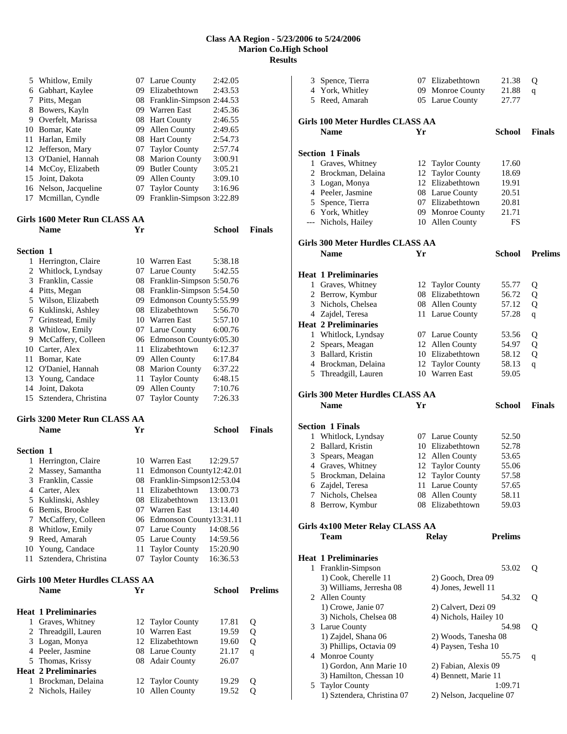# Class AA Region - 5/23/2006 to 5/24/2006
## Marion Co.High School
## Results

| | Name | Yr | School | Finals |
|---|---|---|---|---|
| 5 | Whitlow, Emily | 07 | Larue County | 2:42.05 |
| 6 | Gabhart, Kaylee | 09 | Elizabethtown | 2:43.53 |
| 7 | Pitts, Megan | 08 | Franklin-Simpson | 2:44.53 |
| 8 | Bowers, Kayln | 09 | Warren East | 2:45.36 |
| 9 | Overfelt, Marissa | 08 | Hart County | 2:46.55 |
| 10 | Bomar, Kate | 09 | Allen County | 2:49.65 |
| 11 | Harlan, Emily | 08 | Hart County | 2:54.73 |
| 12 | Jefferson, Mary | 07 | Taylor County | 2:57.74 |
| 13 | O'Daniel, Hannah | 08 | Marion County | 3:00.91 |
| 14 | McCoy, Elizabeth | 09 | Butler County | 3:05.21 |
| 15 | Joint, Dakota | 09 | Allen County | 3:09.10 |
| 16 | Nelson, Jacqueline | 07 | Taylor County | 3:16.96 |
| 17 | Mcmillan, Cyndle | 09 | Franklin-Simpson | 3:22.89 |

### Girls 1600 Meter Run CLASS AA

**Section 1**

| | Name | Yr | School | Finals |
|---|---|---|---|---|
| 1 | Herrington, Claire | 10 | Warren East | 5:38.18 |
| 2 | Whitlock, Lyndsay | 07 | Larue County | 5:42.55 |
| 3 | Franklin, Cassie | 08 | Franklin-Simpson | 5:50.76 |
| 4 | Pitts, Megan | 08 | Franklin-Simpson | 5:54.50 |
| 5 | Wilson, Elizabeth | 09 | Edmonson County | 5:55.99 |
| 6 | Kuklinski, Ashley | 08 | Elizabethtown | 5:56.70 |
| 7 | Grinstead, Emily | 10 | Warren East | 5:57.10 |
| 8 | Whitlow, Emily | 07 | Larue County | 6:00.76 |
| 9 | McCaffery, Colleen | 06 | Edmonson County | 6:05.30 |
| 10 | Carter, Alex | 11 | Elizabethtown | 6:12.37 |
| 11 | Bomar, Kate | 09 | Allen County | 6:17.84 |
| 12 | O'Daniel, Hannah | 08 | Marion County | 6:37.22 |
| 13 | Young, Candace | 11 | Taylor County | 6:48.15 |
| 14 | Joint, Dakota | 09 | Allen County | 7:10.76 |
| 15 | Sztendera, Christina | 07 | Taylor County | 7:26.33 |

### Girls 3200 Meter Run CLASS AA

**Section 1**

| | Name | Yr | School | Finals |
|---|---|---|---|---|
| 1 | Herrington, Claire | 10 | Warren East | 12:29.57 |
| 2 | Massey, Samantha | 11 | Edmonson County | 12:42.01 |
| 3 | Franklin, Cassie | 08 | Franklin-Simpson | 12:53.04 |
| 4 | Carter, Alex | 11 | Elizabethtown | 13:00.73 |
| 5 | Kuklinski, Ashley | 08 | Elizabethtown | 13:13.01 |
| 6 | Bemis, Brooke | 07 | Warren East | 13:14.40 |
| 7 | McCaffery, Colleen | 06 | Edmonson County | 13:31.11 |
| 8 | Whitlow, Emily | 07 | Larue County | 14:08.56 |
| 9 | Reed, Amarah | 05 | Larue County | 14:59.56 |
| 10 | Young, Candace | 11 | Taylor County | 15:20.90 |
| 11 | Sztendera, Christina | 07 | Taylor County | 16:36.53 |

### Girls 100 Meter Hurdles CLASS AA

| | Name | Yr | School | Prelims | |
|---|---|---|---|---|---|
| **Heat 1 Preliminaries** | | | | | |
| 1 | Graves, Whitney | 12 | Taylor County | 17.81 | Q |
| 2 | Threadgill, Lauren | 10 | Warren East | 19.59 | Q |
| 3 | Logan, Monya | 12 | Elizabethtown | 19.60 | Q |
| 4 | Peeler, Jasmine | 08 | Larue County | 21.17 | q |
| 5 | Thomas, Krissy | 08 | Adair County | 26.07 | |
| **Heat 2 Preliminaries** | | | | | |
| 1 | Brockman, Delaina | 12 | Taylor County | 19.29 | Q |
| 2 | Nichols, Hailey | 10 | Allen County | 19.52 | Q |
| 3 | Spence, Tierra | 07 | Elizabethtown | 21.38 | Q |
| 4 | York, Whitley | 09 | Monroe County | 21.88 | q |
| 5 | Reed, Amarah | 05 | Larue County | 27.77 | |

### Girls 100 Meter Hurdles CLASS AA

**Section 1 Finals**

| | Name | Yr | School | Finals |
|---|---|---|---|---|
| 1 | Graves, Whitney | 12 | Taylor County | 17.60 |
| 2 | Brockman, Delaina | 12 | Taylor County | 18.69 |
| 3 | Logan, Monya | 12 | Elizabethtown | 19.91 |
| 4 | Peeler, Jasmine | 08 | Larue County | 20.51 |
| 5 | Spence, Tierra | 07 | Elizabethtown | 20.81 |
| 6 | York, Whitley | 09 | Monroe County | 21.71 |
| --- | Nichols, Hailey | 10 | Allen County | FS |

### Girls 300 Meter Hurdles CLASS AA

| | Name | Yr | School | Prelims | |
|---|---|---|---|---|---|
| **Heat 1 Preliminaries** | | | | | |
| 1 | Graves, Whitney | 12 | Taylor County | 55.77 | Q |
| 2 | Berrow, Kymbur | 08 | Elizabethtown | 56.72 | Q |
| 3 | Nichols, Chelsea | 08 | Allen County | 57.12 | Q |
| 4 | Zajdel, Teresa | 11 | Larue County | 57.28 | q |
| **Heat 2 Preliminaries** | | | | | |
| 1 | Whitlock, Lyndsay | 07 | Larue County | 53.56 | Q |
| 2 | Spears, Meagan | 12 | Allen County | 54.97 | Q |
| 3 | Ballard, Kristin | 10 | Elizabethtown | 58.12 | Q |
| 4 | Brockman, Delaina | 12 | Taylor County | 58.13 | q |
| 5 | Threadgill, Lauren | 10 | Warren East | 59.05 | |

### Girls 300 Meter Hurdles CLASS AA

**Section 1 Finals**

| | Name | Yr | School | Finals |
|---|---|---|---|---|
| 1 | Whitlock, Lyndsay | 07 | Larue County | 52.50 |
| 2 | Ballard, Kristin | 10 | Elizabethtown | 52.78 |
| 3 | Spears, Meagan | 12 | Allen County | 53.65 |
| 4 | Graves, Whitney | 12 | Taylor County | 55.06 |
| 5 | Brockman, Delaina | 12 | Taylor County | 57.58 |
| 6 | Zajdel, Teresa | 11 | Larue County | 57.65 |
| 7 | Nichols, Chelsea | 08 | Allen County | 58.11 |
| 8 | Berrow, Kymbur | 08 | Elizabethtown | 59.03 |

### Girls 4x100 Meter Relay CLASS AA

**Heat 1 Preliminaries**

| | Team | Relay | Prelims | |
|---|---|---|---|---|
| 1 | Franklin-Simpson | | 53.02 | Q |
| | 1) Cook, Cherelle 11 | 2) Gooch, Drea 09 | | |
| | 3) Williams, Jerresha 08 | 4) Jones, Jewell 11 | | |
| 2 | Allen County | | 54.32 | Q |
| | 1) Crowe, Janie 07 | 2) Calvert, Dezi 09 | | |
| | 3) Nichols, Chelsea 08 | 4) Nichols, Hailey 10 | | |
| 3 | Larue County | | 54.98 | Q |
| | 1) Zajdel, Shana 06 | 2) Woods, Tanesha 08 | | |
| | 3) Phillips, Octavia 09 | 4) Paysen, Tesha 10 | | |
| 4 | Monroe County | | 55.75 | q |
| | 1) Gordon, Ann Marie 10 | 2) Fabian, Alexis 09 | | |
| | 3) Hamilton, Chessan 10 | 4) Bennett, Marie 11 | | |
| 5 | Taylor County | | 1:09.71 | |
| | 1) Sztendera, Christina 07 | 2) Nelson, Jacqueline 07 | | |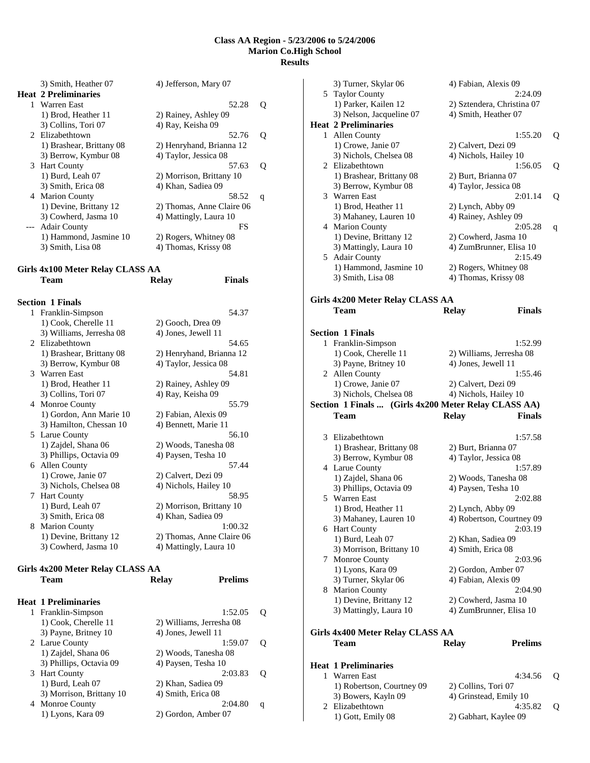# Class AA Region - 5/23/2006 to 5/24/2006
## Marion Co.High School
## Results

| | | | |
|---|---|---|---|
| | 3) Smith, Heather 07 | 4) Jefferson, Mary 07 | |

**Heat 2 Preliminaries**

| Place | Team | Time | |
|---|---|---|---|
| 1 | Warren East | 52.28 | Q |
| | 1) Brod, Heather 11 | 2) Rainey, Ashley 09 | |
| | 3) Collins, Tori 07 | 4) Ray, Keisha 09 | |
| 2 | Elizabethtown | 52.76 | Q |
| | 1) Brashear, Brittany 08 | 2) Henryhand, Brianna 12 | |
| | 3) Berrow, Kymbur 08 | 4) Taylor, Jessica 08 | |
| 3 | Hart County | 57.63 | Q |
| | 1) Burd, Leah 07 | 2) Morrison, Brittany 10 | |
| | 3) Smith, Erica 08 | 4) Khan, Sadiea 09 | |
| 4 | Marion County | 58.52 | q |
| | 1) Devine, Brittany 12 | 2) Thomas, Anne Claire 06 | |
| | 3) Cowherd, Jasma 10 | 4) Mattingly, Laura 10 | |
| --- | Adair County | FS | |
| | 1) Hammond, Jasmine 10 | 2) Rogers, Whitney 08 | |
| | 3) Smith, Lisa 08 | 4) Thomas, Krissy 08 | |

### Girls 4x100 Meter Relay CLASS AA

**Section 1 Finals**

| Place | Team | Relay | Finals |
|---|---|---|---|
| 1 | Franklin-Simpson | | 54.37 |
| | 1) Cook, Cherelle 11 | 2) Gooch, Drea 09 | |
| | 3) Williams, Jerresha 08 | 4) Jones, Jewell 11 | |
| 2 | Elizabethtown | | 54.65 |
| | 1) Brashear, Brittany 08 | 2) Henryhand, Brianna 12 | |
| | 3) Berrow, Kymbur 08 | 4) Taylor, Jessica 08 | |
| 3 | Warren East | | 54.81 |
| | 1) Brod, Heather 11 | 2) Rainey, Ashley 09 | |
| | 3) Collins, Tori 07 | 4) Ray, Keisha 09 | |
| 4 | Monroe County | | 55.79 |
| | 1) Gordon, Ann Marie 10 | 2) Fabian, Alexis 09 | |
| | 3) Hamilton, Chessan 10 | 4) Bennett, Marie 11 | |
| 5 | Larue County | | 56.10 |
| | 1) Zajdel, Shana 06 | 2) Woods, Tanesha 08 | |
| | 3) Phillips, Octavia 09 | 4) Paysen, Tesha 10 | |
| 6 | Allen County | | 57.44 |
| | 1) Crowe, Janie 07 | 2) Calvert, Dezi 09 | |
| | 3) Nichols, Chelsea 08 | 4) Nichols, Hailey 10 | |
| 7 | Hart County | | 58.95 |
| | 1) Burd, Leah 07 | 2) Morrison, Brittany 10 | |
| | 3) Smith, Erica 08 | 4) Khan, Sadiea 09 | |
| 8 | Marion County | | 1:00.32 |
| | 1) Devine, Brittany 12 | 2) Thomas, Anne Claire 06 | |
| | 3) Cowherd, Jasma 10 | 4) Mattingly, Laura 10 | |

### Girls 4x200 Meter Relay CLASS AA

**Heat 1 Preliminaries**

| Place | Team | Relay | Prelims | |
|---|---|---|---|---|
| 1 | Franklin-Simpson | | 1:52.05 | Q |
| | 1) Cook, Cherelle 11 | 2) Williams, Jerresha 08 | | |
| | 3) Payne, Britney 10 | 4) Jones, Jewell 11 | | |
| 2 | Larue County | | 1:59.07 | Q |
| | 1) Zajdel, Shana 06 | 2) Woods, Tanesha 08 | | |
| | 3) Phillips, Octavia 09 | 4) Paysen, Tesha 10 | | |
| 3 | Hart County | | 2:03.83 | Q |
| | 1) Burd, Leah 07 | 2) Khan, Sadiea 09 | | |
| | 3) Morrison, Brittany 10 | 4) Smith, Erica 08 | | |
| 4 | Monroe County | | 2:04.80 | q |
| | 1) Lyons, Kara 09 | 2) Gordon, Amber 07 | | |
| | 3) Turner, Skylar 06 | 4) Fabian, Alexis 09 | | |
| 5 | Taylor County | | 2:24.09 | |
| | 1) Parker, Kailen 12 | 2) Sztendera, Christina 07 | | |
| | 3) Nelson, Jacqueline 07 | 4) Smith, Heather 07 | | |

**Heat 2 Preliminaries**

| Place | Team | Relay | Prelims | |
|---|---|---|---|---|
| 1 | Allen County | | 1:55.20 | Q |
| | 1) Crowe, Janie 07 | 2) Calvert, Dezi 09 | | |
| | 3) Nichols, Chelsea 08 | 4) Nichols, Hailey 10 | | |
| 2 | Elizabethtown | | 1:56.05 | Q |
| | 1) Brashear, Brittany 08 | 2) Burt, Brianna 07 | | |
| | 3) Berrow, Kymbur 08 | 4) Taylor, Jessica 08 | | |
| 3 | Warren East | | 2:01.14 | Q |
| | 1) Brod, Heather 11 | 2) Lynch, Abby 09 | | |
| | 3) Mahaney, Lauren 10 | 4) Rainey, Ashley 09 | | |
| 4 | Marion County | | 2:05.28 | q |
| | 1) Devine, Brittany 12 | 2) Cowherd, Jasma 10 | | |
| | 3) Mattingly, Laura 10 | 4) ZumBrunner, Elisa 10 | | |
| 5 | Adair County | | 2:15.49 | |
| | 1) Hammond, Jasmine 10 | 2) Rogers, Whitney 08 | | |
| | 3) Smith, Lisa 08 | 4) Thomas, Krissy 08 | | |

### Girls 4x200 Meter Relay CLASS AA

**Section 1 Finals**

| Place | Team | Relay | Finals |
|---|---|---|---|
| 1 | Franklin-Simpson | | 1:52.99 |
| | 1) Cook, Cherelle 11 | 2) Williams, Jerresha 08 | |
| | 3) Payne, Britney 10 | 4) Jones, Jewell 11 | |
| 2 | Allen County | | 1:55.46 |
| | 1) Crowe, Janie 07 | 2) Calvert, Dezi 09 | |
| | 3) Nichols, Chelsea 08 | 4) Nichols, Hailey 10 | |
| 3 | Elizabethtown | | 1:57.58 |
| | 1) Brashear, Brittany 08 | 2) Burt, Brianna 07 | |
| | 3) Berrow, Kymbur 08 | 4) Taylor, Jessica 08 | |
| 4 | Larue County | | 1:57.89 |
| | 1) Zajdel, Shana 06 | 2) Woods, Tanesha 08 | |
| | 3) Phillips, Octavia 09 | 4) Paysen, Tesha 10 | |
| 5 | Warren East | | 2:02.88 |
| | 1) Brod, Heather 11 | 2) Lynch, Abby 09 | |
| | 3) Mahaney, Lauren 10 | 4) Robertson, Courtney 09 | |
| 6 | Hart County | | 2:03.19 |
| | 1) Burd, Leah 07 | 2) Khan, Sadiea 09 | |
| | 3) Morrison, Brittany 10 | 4) Smith, Erica 08 | |
| 7 | Monroe County | | 2:03.96 |
| | 1) Lyons, Kara 09 | 2) Gordon, Amber 07 | |
| | 3) Turner, Skylar 06 | 4) Fabian, Alexis 09 | |
| 8 | Marion County | | 2:04.90 |
| | 1) Devine, Brittany 12 | 2) Cowherd, Jasma 10 | |
| | 3) Mattingly, Laura 10 | 4) ZumBrunner, Elisa 10 | |

### Girls 4x400 Meter Relay CLASS AA

**Heat 1 Preliminaries**

| Place | Team | Relay | Prelims | |
|---|---|---|---|---|
| 1 | Warren East | | 4:34.56 | Q |
| | 1) Robertson, Courtney 09 | 2) Collins, Tori 07 | | |
| | 3) Bowers, Kayln 09 | 4) Grinstead, Emily 10 | | |
| 2 | Elizabethtown | | 4:35.82 | Q |
| | 1) Gott, Emily 08 | 2) Gabhart, Kaylee 09 | | |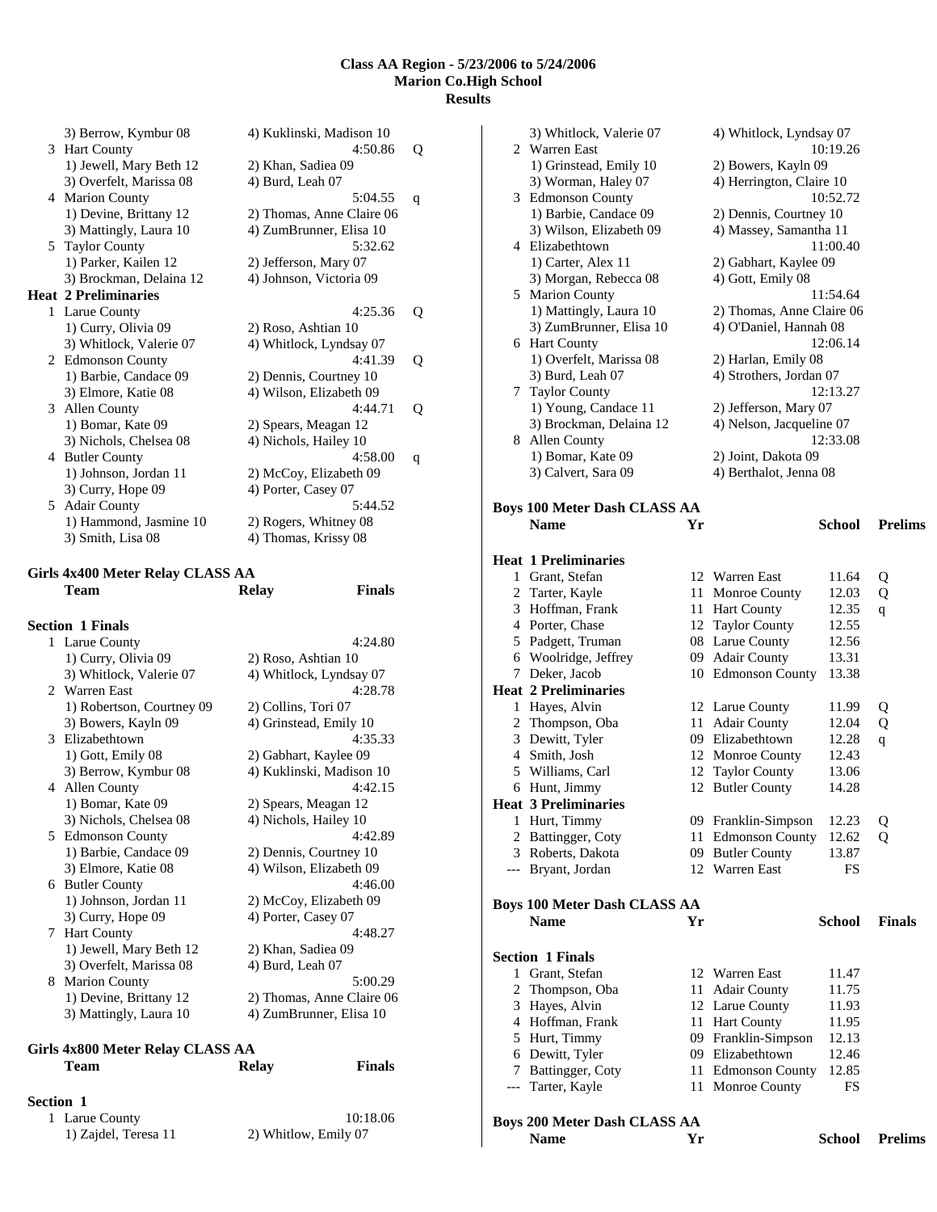## Class AA Region - 5/23/2006 to 5/24/2006
## Marion Co.High School
## Results

3) Berrow, Kymbur 08 — 4) Kuklinski, Madison 10

| Place | Team | Relay | Time | Q |
|---|---|---|---|---|
| 3 | Hart County | | 4:50.86 | Q |
| | 1) Jewell, Mary Beth 12 | 2) Khan, Sadiea 09 | | |
| | 3) Overfelt, Marissa 08 | 4) Burd, Leah 07 | | |
| 4 | Marion County | | 5:04.55 | q |
| | 1) Devine, Brittany 12 | 2) Thomas, Anne Claire 06 | | |
| | 3) Mattingly, Laura 10 | 4) ZumBrunner, Elisa 10 | | |
| 5 | Taylor County | | 5:32.62 | |
| | 1) Parker, Kailen 12 | 2) Jefferson, Mary 07 | | |
| | 3) Brockman, Delaina 12 | 4) Johnson, Victoria 09 | | |

**Heat 2 Preliminaries**

| Place | Team | Relay | Time | Q |
|---|---|---|---|---|
| 1 | Larue County | | 4:25.36 | Q |
| | 1) Curry, Olivia 09 | 2) Roso, Ashtian 10 | | |
| | 3) Whitlock, Valerie 07 | 4) Whitlock, Lyndsay 07 | | |
| 2 | Edmonson County | | 4:41.39 | Q |
| | 1) Barbie, Candace 09 | 2) Dennis, Courtney 10 | | |
| | 3) Elmore, Katie 08 | 4) Wilson, Elizabeth 09 | | |
| 3 | Allen County | | 4:44.71 | Q |
| | 1) Bomar, Kate 09 | 2) Spears, Meagan 12 | | |
| | 3) Nichols, Chelsea 08 | 4) Nichols, Hailey 10 | | |
| 4 | Butler County | | 4:58.00 | q |
| | 1) Johnson, Jordan 11 | 2) McCoy, Elizabeth 09 | | |
| | 3) Curry, Hope 09 | 4) Porter, Casey 07 | | |
| 5 | Adair County | | 5:44.52 | |
| | 1) Hammond, Jasmine 10 | 2) Rogers, Whitney 08 | | |
| | 3) Smith, Lisa 08 | 4) Thomas, Krissy 08 | | |

### Girls 4x400 Meter Relay CLASS AA

**Section 1 Finals**

| Place | Team | Relay | Finals |
|---|---|---|---|
| 1 | Larue County | | 4:24.80 |
| | 1) Curry, Olivia 09 | 2) Roso, Ashtian 10 | |
| | 3) Whitlock, Valerie 07 | 4) Whitlock, Lyndsay 07 | |
| 2 | Warren East | | 4:28.78 |
| | 1) Robertson, Courtney 09 | 2) Collins, Tori 07 | |
| | 3) Bowers, Kayln 09 | 4) Grinstead, Emily 10 | |
| 3 | Elizabethtown | | 4:35.33 |
| | 1) Gott, Emily 08 | 2) Gabhart, Kaylee 09 | |
| | 3) Berrow, Kymbur 08 | 4) Kuklinski, Madison 10 | |
| 4 | Allen County | | 4:42.15 |
| | 1) Bomar, Kate 09 | 2) Spears, Meagan 12 | |
| | 3) Nichols, Chelsea 08 | 4) Nichols, Hailey 10 | |
| 5 | Edmonson County | | 4:42.89 |
| | 1) Barbie, Candace 09 | 2) Dennis, Courtney 10 | |
| | 3) Elmore, Katie 08 | 4) Wilson, Elizabeth 09 | |
| 6 | Butler County | | 4:46.00 |
| | 1) Johnson, Jordan 11 | 2) McCoy, Elizabeth 09 | |
| | 3) Curry, Hope 09 | 4) Porter, Casey 07 | |
| 7 | Hart County | | 4:48.27 |
| | 1) Jewell, Mary Beth 12 | 2) Khan, Sadiea 09 | |
| | 3) Overfelt, Marissa 08 | 4) Burd, Leah 07 | |
| 8 | Marion County | | 5:00.29 |
| | 1) Devine, Brittany 12 | 2) Thomas, Anne Claire 06 | |
| | 3) Mattingly, Laura 10 | 4) ZumBrunner, Elisa 10 | |

### Girls 4x800 Meter Relay CLASS AA

**Section 1**

| Place | Team | Relay | Finals |
|---|---|---|---|
| 1 | Larue County | | 10:18.06 |
| | 1) Zajdel, Teresa 11 | 2) Whitlow, Emily 07 | |
| | 3) Whitlock, Valerie 07 | 4) Whitlock, Lyndsay 07 | |
| 2 | Warren East | | 10:19.26 |
| | 1) Grinstead, Emily 10 | 2) Bowers, Kayln 09 | |
| | 3) Worman, Haley 07 | 4) Herrington, Claire 10 | |
| 3 | Edmonson County | | 10:52.72 |
| | 1) Barbie, Candace 09 | 2) Dennis, Courtney 10 | |
| | 3) Wilson, Elizabeth 09 | 4) Massey, Samantha 11 | |
| 4 | Elizabethtown | | 11:00.40 |
| | 1) Carter, Alex 11 | 2) Gabhart, Kaylee 09 | |
| | 3) Morgan, Rebecca 08 | 4) Gott, Emily 08 | |
| 5 | Marion County | | 11:54.64 |
| | 1) Mattingly, Laura 10 | 2) Thomas, Anne Claire 06 | |
| | 3) ZumBrunner, Elisa 10 | 4) O'Daniel, Hannah 08 | |
| 6 | Hart County | | 12:06.14 |
| | 1) Overfelt, Marissa 08 | 2) Harlan, Emily 08 | |
| | 3) Burd, Leah 07 | 4) Strothers, Jordan 07 | |
| 7 | Taylor County | | 12:13.27 |
| | 1) Young, Candace 11 | 2) Jefferson, Mary 07 | |
| | 3) Brockman, Delaina 12 | 4) Nelson, Jacqueline 07 | |
| 8 | Allen County | | 12:33.08 |
| | 1) Bomar, Kate 09 | 2) Joint, Dakota 09 | |
| | 3) Calvert, Sara 09 | 4) Berthalot, Jenna 08 | |

### Boys 100 Meter Dash CLASS AA

**Heat 1 Preliminaries**

| Place | Name | Yr | School | Prelims | Q |
|---|---|---|---|---|---|
| 1 | Grant, Stefan | 12 | Warren East | 11.64 | Q |
| 2 | Tarter, Kayle | 11 | Monroe County | 12.03 | Q |
| 3 | Hoffman, Frank | 11 | Hart County | 12.35 | q |
| 4 | Porter, Chase | 12 | Taylor County | 12.55 | |
| 5 | Padgett, Truman | 08 | Larue County | 12.56 | |
| 6 | Woolridge, Jeffrey | 09 | Adair County | 13.31 | |
| 7 | Deker, Jacob | 10 | Edmonson County | 13.38 | |

**Heat 2 Preliminaries**

| Place | Name | Yr | School | Prelims | Q |
|---|---|---|---|---|---|
| 1 | Hayes, Alvin | 12 | Larue County | 11.99 | Q |
| 2 | Thompson, Oba | 11 | Adair County | 12.04 | Q |
| 3 | Dewitt, Tyler | 09 | Elizabethtown | 12.28 | q |
| 4 | Smith, Josh | 12 | Monroe County | 12.43 | |
| 5 | Williams, Carl | 12 | Taylor County | 13.06 | |
| 6 | Hunt, Jimmy | 12 | Butler County | 14.28 | |

**Heat 3 Preliminaries**

| Place | Name | Yr | School | Prelims | Q |
|---|---|---|---|---|---|
| 1 | Hurt, Timmy | 09 | Franklin-Simpson | 12.23 | Q |
| 2 | Battingger, Coty | 11 | Edmonson County | 12.62 | Q |
| 3 | Roberts, Dakota | 09 | Butler County | 13.87 | |
| --- | Bryant, Jordan | 12 | Warren East | FS | |

### Boys 100 Meter Dash CLASS AA

**Section 1 Finals**

| Place | Name | Yr | School | Finals |
|---|---|---|---|---|
| 1 | Grant, Stefan | 12 | Warren East | 11.47 |
| 2 | Thompson, Oba | 11 | Adair County | 11.75 |
| 3 | Hayes, Alvin | 12 | Larue County | 11.93 |
| 4 | Hoffman, Frank | 11 | Hart County | 11.95 |
| 5 | Hurt, Timmy | 09 | Franklin-Simpson | 12.13 |
| 6 | Dewitt, Tyler | 09 | Elizabethtown | 12.46 |
| 7 | Battingger, Coty | 11 | Edmonson County | 12.85 |
| --- | Tarter, Kayle | 11 | Monroe County | FS |

### Boys 200 Meter Dash CLASS AA

| Name | Yr | School | Prelims |
|---|---|---|---|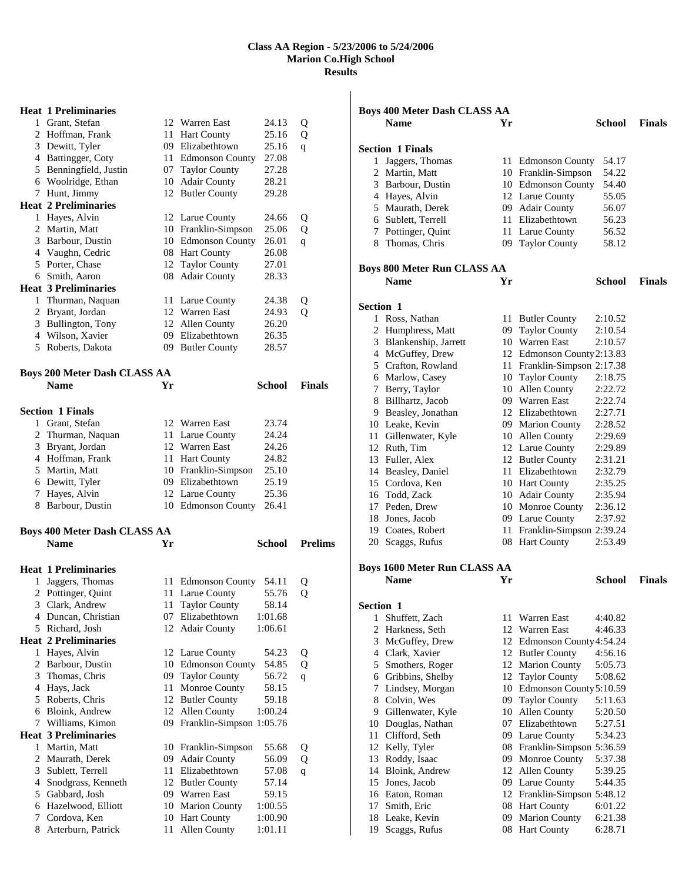# Class AA Region - 5/23/2006 to 5/24/2006
## Marion Co.High School
## Results

**Heat 1 Preliminaries**

| | Name | Yr | School | Prelims | |
|---|---|---|---|---|---|
| 1 | Grant, Stefan | 12 | Warren East | 24.13 | Q |
| 2 | Hoffman, Frank | 11 | Hart County | 25.16 | Q |
| 3 | Dewitt, Tyler | 09 | Elizabethtown | 25.16 | q |
| 4 | Battingger, Coty | 11 | Edmonson County | 27.08 | |
| 5 | Benningfield, Justin | 07 | Taylor County | 27.28 | |
| 6 | Woolridge, Ethan | 10 | Adair County | 28.21 | |
| 7 | Hunt, Jimmy | 12 | Butler County | 29.28 | |

**Heat 2 Preliminaries**

| | Name | Yr | School | Prelims | |
|---|---|---|---|---|---|
| 1 | Hayes, Alvin | 12 | Larue County | 24.66 | Q |
| 2 | Martin, Matt | 10 | Franklin-Simpson | 25.06 | Q |
| 3 | Barbour, Dustin | 10 | Edmonson County | 26.01 | q |
| 4 | Vaughn, Cedric | 08 | Hart County | 26.08 | |
| 5 | Porter, Chase | 12 | Taylor County | 27.01 | |
| 6 | Smith, Aaron | 08 | Adair County | 28.33 | |

**Heat 3 Preliminaries**

| | Name | Yr | School | Prelims | |
|---|---|---|---|---|---|
| 1 | Thurman, Naquan | 11 | Larue County | 24.38 | Q |
| 2 | Bryant, Jordan | 12 | Warren East | 24.93 | Q |
| 3 | Bullington, Tony | 12 | Allen County | 26.20 | |
| 4 | Wilson, Xavier | 09 | Elizabethtown | 26.35 | |
| 5 | Roberts, Dakota | 09 | Butler County | 28.57 | |

### Boys 200 Meter Dash CLASS AA

**Section 1 Finals**

| | Name | Yr | School | Finals |
|---|---|---|---|---|
| 1 | Grant, Stefan | 12 | Warren East | 23.74 |
| 2 | Thurman, Naquan | 11 | Larue County | 24.24 |
| 3 | Bryant, Jordan | 12 | Warren East | 24.26 |
| 4 | Hoffman, Frank | 11 | Hart County | 24.82 |
| 5 | Martin, Matt | 10 | Franklin-Simpson | 25.10 |
| 6 | Dewitt, Tyler | 09 | Elizabethtown | 25.19 |
| 7 | Hayes, Alvin | 12 | Larue County | 25.36 |
| 8 | Barbour, Dustin | 10 | Edmonson County | 26.41 |

### Boys 400 Meter Dash CLASS AA

**Heat 1 Preliminaries**

| | Name | Yr | School | Prelims | |
|---|---|---|---|---|---|
| 1 | Jaggers, Thomas | 11 | Edmonson County | 54.11 | Q |
| 2 | Pottinger, Quint | 11 | Larue County | 55.76 | Q |
| 3 | Clark, Andrew | 11 | Taylor County | 58.14 | |
| 4 | Duncan, Christian | 07 | Elizabethtown | 1:01.68 | |
| 5 | Richard, Josh | 12 | Adair County | 1:06.61 | |

**Heat 2 Preliminaries**

| | Name | Yr | School | Prelims | |
|---|---|---|---|---|---|
| 1 | Hayes, Alvin | 12 | Larue County | 54.23 | Q |
| 2 | Barbour, Dustin | 10 | Edmonson County | 54.85 | Q |
| 3 | Thomas, Chris | 09 | Taylor County | 56.72 | q |
| 4 | Hays, Jack | 11 | Monroe County | 58.15 | |
| 5 | Roberts, Chris | 12 | Butler County | 59.18 | |
| 6 | Bloink, Andrew | 12 | Allen County | 1:00.24 | |
| 7 | Williams, Kimon | 09 | Franklin-Simpson | 1:05.76 | |

**Heat 3 Preliminaries**

| | Name | Yr | School | Prelims | |
|---|---|---|---|---|---|
| 1 | Martin, Matt | 10 | Franklin-Simpson | 55.68 | Q |
| 2 | Maurath, Derek | 09 | Adair County | 56.09 | Q |
| 3 | Sublett, Terrell | 11 | Elizabethtown | 57.08 | q |
| 4 | Snodgrass, Kenneth | 12 | Butler County | 57.14 | |
| 5 | Gabbard, Josh | 09 | Warren East | 59.15 | |
| 6 | Hazelwood, Elliott | 10 | Marion County | 1:00.55 | |
| 7 | Cordova, Ken | 10 | Hart County | 1:00.90 | |
| 8 | Arterburn, Patrick | 11 | Allen County | 1:01.11 | |

### Boys 400 Meter Dash CLASS AA

**Section 1 Finals**

| | Name | Yr | School | Finals |
|---|---|---|---|---|
| 1 | Jaggers, Thomas | 11 | Edmonson County | 54.17 |
| 2 | Martin, Matt | 10 | Franklin-Simpson | 54.22 |
| 3 | Barbour, Dustin | 10 | Edmonson County | 54.40 |
| 4 | Hayes, Alvin | 12 | Larue County | 55.05 |
| 5 | Maurath, Derek | 09 | Adair County | 56.07 |
| 6 | Sublett, Terrell | 11 | Elizabethtown | 56.23 |
| 7 | Pottinger, Quint | 11 | Larue County | 56.52 |
| 8 | Thomas, Chris | 09 | Taylor County | 58.12 |

### Boys 800 Meter Run CLASS AA

**Section 1**

| | Name | Yr | School | Finals |
|---|---|---|---|---|
| 1 | Ross, Nathan | 11 | Butler County | 2:10.52 |
| 2 | Humphress, Matt | 09 | Taylor County | 2:10.54 |
| 3 | Blankenship, Jarrett | 10 | Warren East | 2:10.57 |
| 4 | McGuffey, Drew | 12 | Edmonson County | 2:13.83 |
| 5 | Crafton, Rowland | 11 | Franklin-Simpson | 2:17.38 |
| 6 | Marlow, Casey | 10 | Taylor County | 2:18.75 |
| 7 | Berry, Taylor | 10 | Allen County | 2:22.72 |
| 8 | Billhartz, Jacob | 09 | Warren East | 2:22.74 |
| 9 | Beasley, Jonathan | 12 | Elizabethtown | 2:27.71 |
| 10 | Leake, Kevin | 09 | Marion County | 2:28.52 |
| 11 | Gillenwater, Kyle | 10 | Allen County | 2:29.69 |
| 12 | Ruth, Tim | 12 | Larue County | 2:29.89 |
| 13 | Fuller, Alex | 12 | Butler County | 2:31.21 |
| 14 | Beasley, Daniel | 11 | Elizabethtown | 2:32.79 |
| 15 | Cordova, Ken | 10 | Hart County | 2:35.25 |
| 16 | Todd, Zack | 10 | Adair County | 2:35.94 |
| 17 | Peden, Drew | 10 | Monroe County | 2:36.12 |
| 18 | Jones, Jacob | 09 | Larue County | 2:37.92 |
| 19 | Coates, Robert | 11 | Franklin-Simpson | 2:39.24 |
| 20 | Scaggs, Rufus | 08 | Hart County | 2:53.49 |

### Boys 1600 Meter Run CLASS AA

**Section 1**

| | Name | Yr | School | Finals |
|---|---|---|---|---|
| 1 | Shuffett, Zach | 11 | Warren East | 4:40.82 |
| 2 | Harkness, Seth | 12 | Warren East | 4:46.33 |
| 3 | McGuffey, Drew | 12 | Edmonson County | 4:54.24 |
| 4 | Clark, Xavier | 12 | Butler County | 4:56.16 |
| 5 | Smothers, Roger | 12 | Marion County | 5:05.73 |
| 6 | Gribbins, Shelby | 12 | Taylor County | 5:08.62 |
| 7 | Lindsey, Morgan | 10 | Edmonson County | 5:10.59 |
| 8 | Colvin, Wes | 09 | Taylor County | 5:11.63 |
| 9 | Gillenwater, Kyle | 10 | Allen County | 5:20.50 |
| 10 | Douglas, Nathan | 07 | Elizabethtown | 5:27.51 |
| 11 | Clifford, Seth | 09 | Larue County | 5:34.23 |
| 12 | Kelly, Tyler | 08 | Franklin-Simpson | 5:36.59 |
| 13 | Roddy, Isaac | 09 | Monroe County | 5:37.38 |
| 14 | Bloink, Andrew | 12 | Allen County | 5:39.25 |
| 15 | Jones, Jacob | 09 | Larue County | 5:44.35 |
| 16 | Eaton, Roman | 12 | Franklin-Simpson | 5:48.12 |
| 17 | Smith, Eric | 08 | Hart County | 6:01.22 |
| 18 | Leake, Kevin | 09 | Marion County | 6:21.38 |
| 19 | Scaggs, Rufus | 08 | Hart County | 6:28.71 |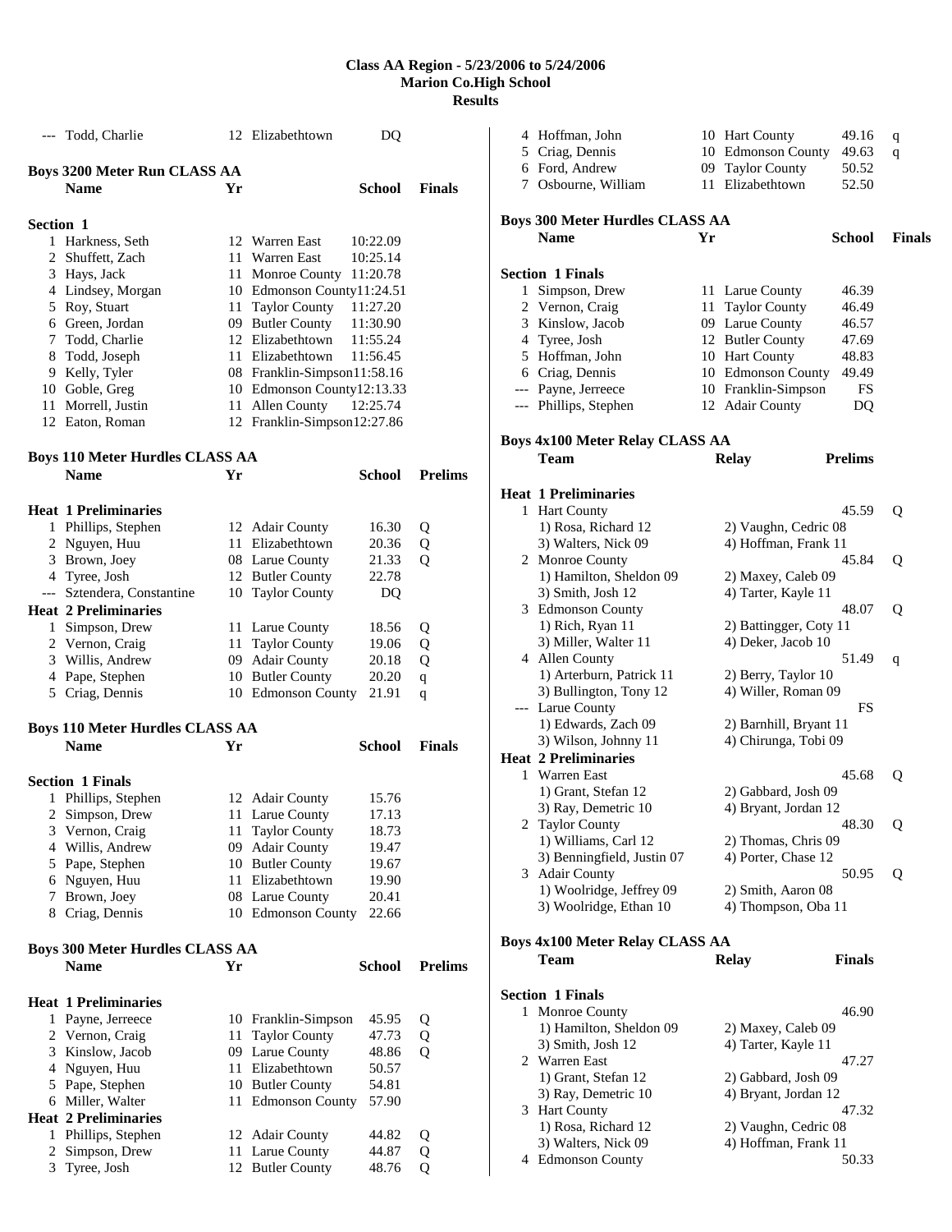# Class AA Region - 5/23/2006 to 5/24/2006
## Marion Co.High School
## Results

| | Name | Yr | School | Finals |
|---|---|---|---|---|
| --- | Todd, Charlie | 12 | Elizabethtown | DQ |

### Boys 3200 Meter Run CLASS AA

| | Name | Yr | School | Finals |
|---|---|---|---|---|
| **Section 1** | | | | |
| 1 | Harkness, Seth | 12 | Warren East | 10:22.09 |
| 2 | Shuffett, Zach | 11 | Warren East | 10:25.14 |
| 3 | Hays, Jack | 11 | Monroe County | 11:20.78 |
| 4 | Lindsey, Morgan | 10 | Edmonson County | 11:24.51 |
| 5 | Roy, Stuart | 11 | Taylor County | 11:27.20 |
| 6 | Green, Jordan | 09 | Butler County | 11:30.90 |
| 7 | Todd, Charlie | 12 | Elizabethtown | 11:55.24 |
| 8 | Todd, Joseph | 11 | Elizabethtown | 11:56.45 |
| 9 | Kelly, Tyler | 08 | Franklin-Simpson | 11:58.16 |
| 10 | Goble, Greg | 10 | Edmonson County | 12:13.33 |
| 11 | Morrell, Justin | 11 | Allen County | 12:25.74 |
| 12 | Eaton, Roman | 12 | Franklin-Simpson | 12:27.86 |

### Boys 110 Meter Hurdles CLASS AA

| | Name | Yr | School | Prelims | |
|---|---|---|---|---|---|
| **Heat 1 Preliminaries** | | | | | |
| 1 | Phillips, Stephen | 12 | Adair County | 16.30 | Q |
| 2 | Nguyen, Huu | 11 | Elizabethtown | 20.36 | Q |
| 3 | Brown, Joey | 08 | Larue County | 21.33 | Q |
| 4 | Tyree, Josh | 12 | Butler County | 22.78 | |
| --- | Sztendera, Constantine | 10 | Taylor County | DQ | |
| **Heat 2 Preliminaries** | | | | | |
| 1 | Simpson, Drew | 11 | Larue County | 18.56 | Q |
| 2 | Vernon, Craig | 11 | Taylor County | 19.06 | Q |
| 3 | Willis, Andrew | 09 | Adair County | 20.18 | Q |
| 4 | Pape, Stephen | 10 | Butler County | 20.20 | q |
| 5 | Criag, Dennis | 10 | Edmonson County | 21.91 | q |

### Boys 110 Meter Hurdles CLASS AA

| | Name | Yr | School | Finals |
|---|---|---|---|---|
| **Section 1 Finals** | | | | |
| 1 | Phillips, Stephen | 12 | Adair County | 15.76 |
| 2 | Simpson, Drew | 11 | Larue County | 17.13 |
| 3 | Vernon, Craig | 11 | Taylor County | 18.73 |
| 4 | Willis, Andrew | 09 | Adair County | 19.47 |
| 5 | Pape, Stephen | 10 | Butler County | 19.67 |
| 6 | Nguyen, Huu | 11 | Elizabethtown | 19.90 |
| 7 | Brown, Joey | 08 | Larue County | 20.41 |
| 8 | Criag, Dennis | 10 | Edmonson County | 22.66 |

### Boys 300 Meter Hurdles CLASS AA

| | Name | Yr | School | Prelims | |
|---|---|---|---|---|---|
| **Heat 1 Preliminaries** | | | | | |
| 1 | Payne, Jerreece | 10 | Franklin-Simpson | 45.95 | Q |
| 2 | Vernon, Craig | 11 | Taylor County | 47.73 | Q |
| 3 | Kinslow, Jacob | 09 | Larue County | 48.86 | Q |
| 4 | Nguyen, Huu | 11 | Elizabethtown | 50.57 | |
| 5 | Pape, Stephen | 10 | Butler County | 54.81 | |
| 6 | Miller, Walter | 11 | Edmonson County | 57.90 | |
| **Heat 2 Preliminaries** | | | | | |
| 1 | Phillips, Stephen | 12 | Adair County | 44.82 | Q |
| 2 | Simpson, Drew | 11 | Larue County | 44.87 | Q |
| 3 | Tyree, Josh | 12 | Butler County | 48.76 | Q |
| 4 | Hoffman, John | 10 | Hart County | 49.16 | q |
| 5 | Criag, Dennis | 10 | Edmonson County | 49.63 | q |
| 6 | Ford, Andrew | 09 | Taylor County | 50.52 | |
| 7 | Osbourne, William | 11 | Elizabethtown | 52.50 | |

### Boys 300 Meter Hurdles CLASS AA

| | Name | Yr | School | Finals |
|---|---|---|---|---|
| **Section 1 Finals** | | | | |
| 1 | Simpson, Drew | 11 | Larue County | 46.39 |
| 2 | Vernon, Craig | 11 | Taylor County | 46.49 |
| 3 | Kinslow, Jacob | 09 | Larue County | 46.57 |
| 4 | Tyree, Josh | 12 | Butler County | 47.69 |
| 5 | Hoffman, John | 10 | Hart County | 48.83 |
| 6 | Criag, Dennis | 10 | Edmonson County | 49.49 |
| --- | Payne, Jerreece | 10 | Franklin-Simpson | FS |
| --- | Phillips, Stephen | 12 | Adair County | DQ |

### Boys 4x100 Meter Relay CLASS AA

| | Team | Relay | Prelims | |
|---|---|---|---|---|
| **Heat 1 Preliminaries** | | | | |
| 1 | Hart County | | 45.59 | Q |
| | 1) Rosa, Richard 12 | 2) Vaughn, Cedric 08 | | |
| | 3) Walters, Nick 09 | 4) Hoffman, Frank 11 | | |
| 2 | Monroe County | | 45.84 | Q |
| | 1) Hamilton, Sheldon 09 | 2) Maxey, Caleb 09 | | |
| | 3) Smith, Josh 12 | 4) Tarter, Kayle 11 | | |
| 3 | Edmonson County | | 48.07 | Q |
| | 1) Rich, Ryan 11 | 2) Battingger, Coty 11 | | |
| | 3) Miller, Walter 11 | 4) Deker, Jacob 10 | | |
| 4 | Allen County | | 51.49 | q |
| | 1) Arterburn, Patrick 11 | 2) Berry, Taylor 10 | | |
| | 3) Bullington, Tony 12 | 4) Willer, Roman 09 | | |
| --- | Larue County | | FS | |
| | 1) Edwards, Zach 09 | 2) Barnhill, Bryant 11 | | |
| | 3) Wilson, Johnny 11 | 4) Chirunga, Tobi 09 | | |
| **Heat 2 Preliminaries** | | | | |
| 1 | Warren East | | 45.68 | Q |
| | 1) Grant, Stefan 12 | 2) Gabbard, Josh 09 | | |
| | 3) Ray, Demetric 10 | 4) Bryant, Jordan 12 | | |
| 2 | Taylor County | | 48.30 | Q |
| | 1) Williams, Carl 12 | 2) Thomas, Chris 09 | | |
| | 3) Benningfield, Justin 07 | 4) Porter, Chase 12 | | |
| 3 | Adair County | | 50.95 | Q |
| | 1) Woolridge, Jeffrey 09 | 2) Smith, Aaron 08 | | |
| | 3) Woolridge, Ethan 10 | 4) Thompson, Oba 11 | | |

### Boys 4x100 Meter Relay CLASS AA

| | Team | Relay | Finals |
|---|---|---|---|
| **Section 1 Finals** | | | |
| 1 | Monroe County | | 46.90 |
| | 1) Hamilton, Sheldon 09 | 2) Maxey, Caleb 09 | |
| | 3) Smith, Josh 12 | 4) Tarter, Kayle 11 | |
| 2 | Warren East | | 47.27 |
| | 1) Grant, Stefan 12 | 2) Gabbard, Josh 09 | |
| | 3) Ray, Demetric 10 | 4) Bryant, Jordan 12 | |
| 3 | Hart County | | 47.32 |
| | 1) Rosa, Richard 12 | 2) Vaughn, Cedric 08 | |
| | 3) Walters, Nick 09 | 4) Hoffman, Frank 11 | |
| 4 | Edmonson County | | 50.33 |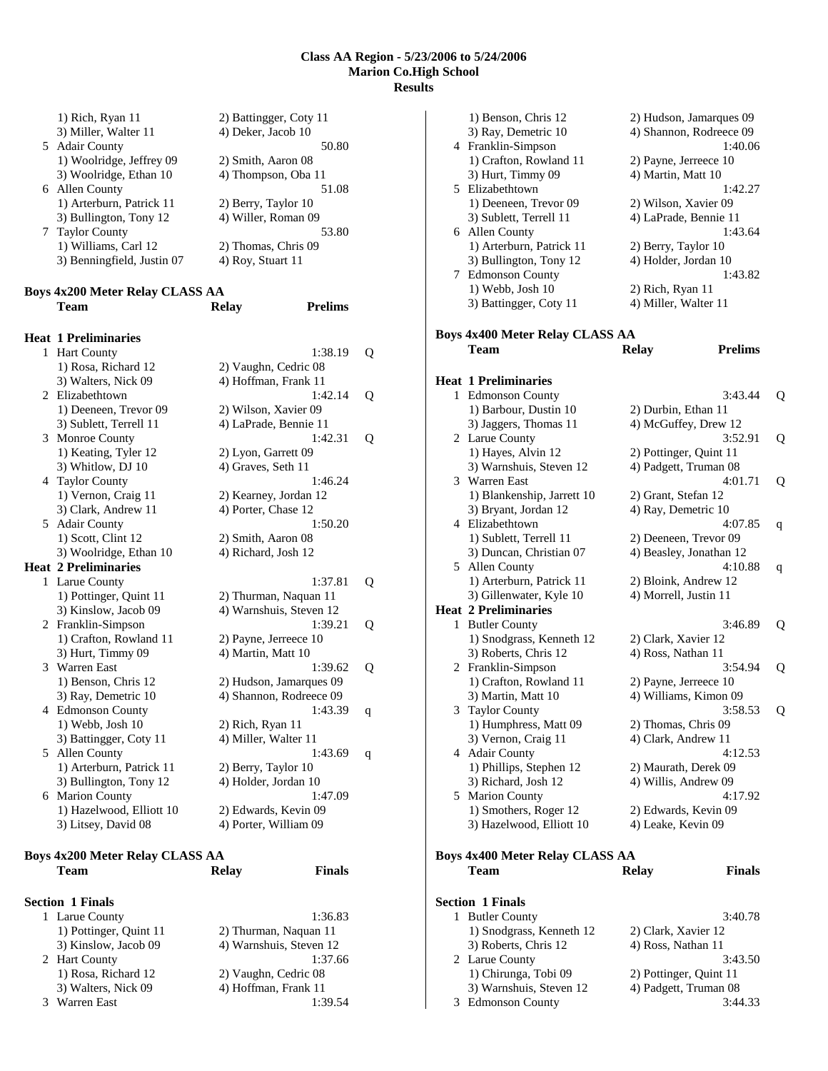**Class AA Region - 5/23/2006 to 5/24/2006**
**Marion Co.High School**
**Results**

```
     1) Rich, Ryan 11                 2) Battingger, Coty 11
     3) Miller, Walter 11             4) Deker, Jacob 10
  5 Adair County                                   50.80
     1) Woolridge, Jeffrey 09         2) Smith, Aaron 08
     3) Woolridge, Ethan 10           4) Thompson, Oba 11
  6 Allen County                                   51.08
     1) Arterburn, Patrick 11         2) Berry, Taylor 10
     3) Bullington, Tony 12           4) Willer, Roman 09
  7 Taylor County                                  53.80
     1) Williams, Carl 12             2) Thomas, Chris 09
     3) Benningfield, Justin 07       4) Roy, Stuart 11
```

**Boys 4x200 Meter Relay CLASS AA**

```
    Team                              Relay          Prelims

Heat  1 Preliminaries
  1 Hart County                                  1:38.19  Q
     1) Rosa, Richard 12              2) Vaughn, Cedric 08
     3) Walters, Nick 09              4) Hoffman, Frank 11
  2 Elizabethtown                                1:42.14  Q
     1) Deeneen, Trevor 09            2) Wilson, Xavier 09
     3) Sublett, Terrell 11           4) LaPrade, Bennie 11
  3 Monroe County                                1:42.31  Q
     1) Keating, Tyler 12             2) Lyon, Garrett 09
     3) Whitlow, DJ 10                4) Graves, Seth 11
  4 Taylor County                                1:46.24
     1) Vernon, Craig 11              2) Kearney, Jordan 12
     3) Clark, Andrew 11              4) Porter, Chase 12
  5 Adair County                                 1:50.20
     1) Scott, Clint 12               2) Smith, Aaron 08
     3) Woolridge, Ethan 10           4) Richard, Josh 12
Heat  2 Preliminaries
  1 Larue County                                 1:37.81  Q
     1) Pottinger, Quint 11           2) Thurman, Naquan 11
     3) Kinslow, Jacob 09             4) Warnshuis, Steven 12
  2 Franklin-Simpson                             1:39.21  Q
     1) Crafton, Rowland 11           2) Payne, Jerreece 10
     3) Hurt, Timmy 09                4) Martin, Matt 10
  3 Warren East                                  1:39.62  Q
     1) Benson, Chris 12              2) Hudson, Jamarques 09
     3) Ray, Demetric 10              4) Shannon, Rodreece 09
  4 Edmonson County                              1:43.39  q
     1) Webb, Josh 10                 2) Rich, Ryan 11
     3) Battingger, Coty 11           4) Miller, Walter 11
  5 Allen County                                 1:43.69  q
     1) Arterburn, Patrick 11         2) Berry, Taylor 10
     3) Bullington, Tony 12           4) Holder, Jordan 10
  6 Marion County                                1:47.09
     1) Hazelwood, Elliott 10         2) Edwards, Kevin 09
     3) Litsey, David 08              4) Porter, William 09
```

**Boys 4x200 Meter Relay CLASS AA**

```
    Team                              Relay          Finals

Section  1 Finals
  1 Larue County                                 1:36.83
     1) Pottinger, Quint 11           2) Thurman, Naquan 11
     3) Kinslow, Jacob 09             4) Warnshuis, Steven 12
  2 Hart County                                  1:37.66
     1) Rosa, Richard 12              2) Vaughn, Cedric 08
     3) Walters, Nick 09              4) Hoffman, Frank 11
  3 Warren East                                  1:39.54
     1) Benson, Chris 12              2) Hudson, Jamarques 09
     3) Ray, Demetric 10              4) Shannon, Rodreece 09
  4 Franklin-Simpson                             1:40.06
     1) Crafton, Rowland 11           2) Payne, Jerreece 10
     3) Hurt, Timmy 09                4) Martin, Matt 10
  5 Elizabethtown                                1:42.27
     1) Deeneen, Trevor 09            2) Wilson, Xavier 09
     3) Sublett, Terrell 11           4) LaPrade, Bennie 11
  6 Allen County                                 1:43.64
     1) Arterburn, Patrick 11         2) Berry, Taylor 10
     3) Bullington, Tony 12           4) Holder, Jordan 10
  7 Edmonson County                              1:43.82
     1) Webb, Josh 10                 2) Rich, Ryan 11
     3) Battingger, Coty 11           4) Miller, Walter 11
```

**Boys 4x400 Meter Relay CLASS AA**

```
    Team                              Relay          Prelims

Heat  1 Preliminaries
  1 Edmonson County                              3:43.44  Q
     1) Barbour, Dustin 10            2) Durbin, Ethan 11
     3) Jaggers, Thomas 11            4) McGuffey, Drew 12
  2 Larue County                                 3:52.91  Q
     1) Hayes, Alvin 12               2) Pottinger, Quint 11
     3) Warnshuis, Steven 12          4) Padgett, Truman 08
  3 Warren East                                  4:01.71  Q
     1) Blankenship, Jarrett 10       2) Grant, Stefan 12
     3) Bryant, Jordan 12             4) Ray, Demetric 10
  4 Elizabethtown                                4:07.85  q
     1) Sublett, Terrell 11           2) Deeneen, Trevor 09
     3) Duncan, Christian 07          4) Beasley, Jonathan 12
  5 Allen County                                 4:10.88  q
     1) Arterburn, Patrick 11         2) Bloink, Andrew 12
     3) Gillenwater, Kyle 10          4) Morrell, Justin 11
Heat  2 Preliminaries
  1 Butler County                                3:46.89  Q
     1) Snodgrass, Kenneth 12         2) Clark, Xavier 12
     3) Roberts, Chris 12             4) Ross, Nathan 11
  2 Franklin-Simpson                             3:54.94  Q
     1) Crafton, Rowland 11           2) Payne, Jerreece 10
     3) Martin, Matt 10               4) Williams, Kimon 09
  3 Taylor County                                3:58.53  Q
     1) Humphress, Matt 09            2) Thomas, Chris 09
     3) Vernon, Craig 11              4) Clark, Andrew 11
  4 Adair County                                 4:12.53
     1) Phillips, Stephen 12          2) Maurath, Derek 09
     3) Richard, Josh 12              4) Willis, Andrew 09
  5 Marion County                                4:17.92
     1) Smothers, Roger 12            2) Edwards, Kevin 09
     3) Hazelwood, Elliott 10         4) Leake, Kevin 09
```

**Boys 4x400 Meter Relay CLASS AA**

```
    Team                              Relay          Finals

Section  1 Finals
  1 Butler County                                3:40.78
     1) Snodgrass, Kenneth 12         2) Clark, Xavier 12
     3) Roberts, Chris 12             4) Ross, Nathan 11
  2 Larue County                                 3:43.50
     1) Chirunga, Tobi 09             2) Pottinger, Quint 11
     3) Warnshuis, Steven 12          4) Padgett, Truman 08
  3 Edmonson County                              3:44.33
```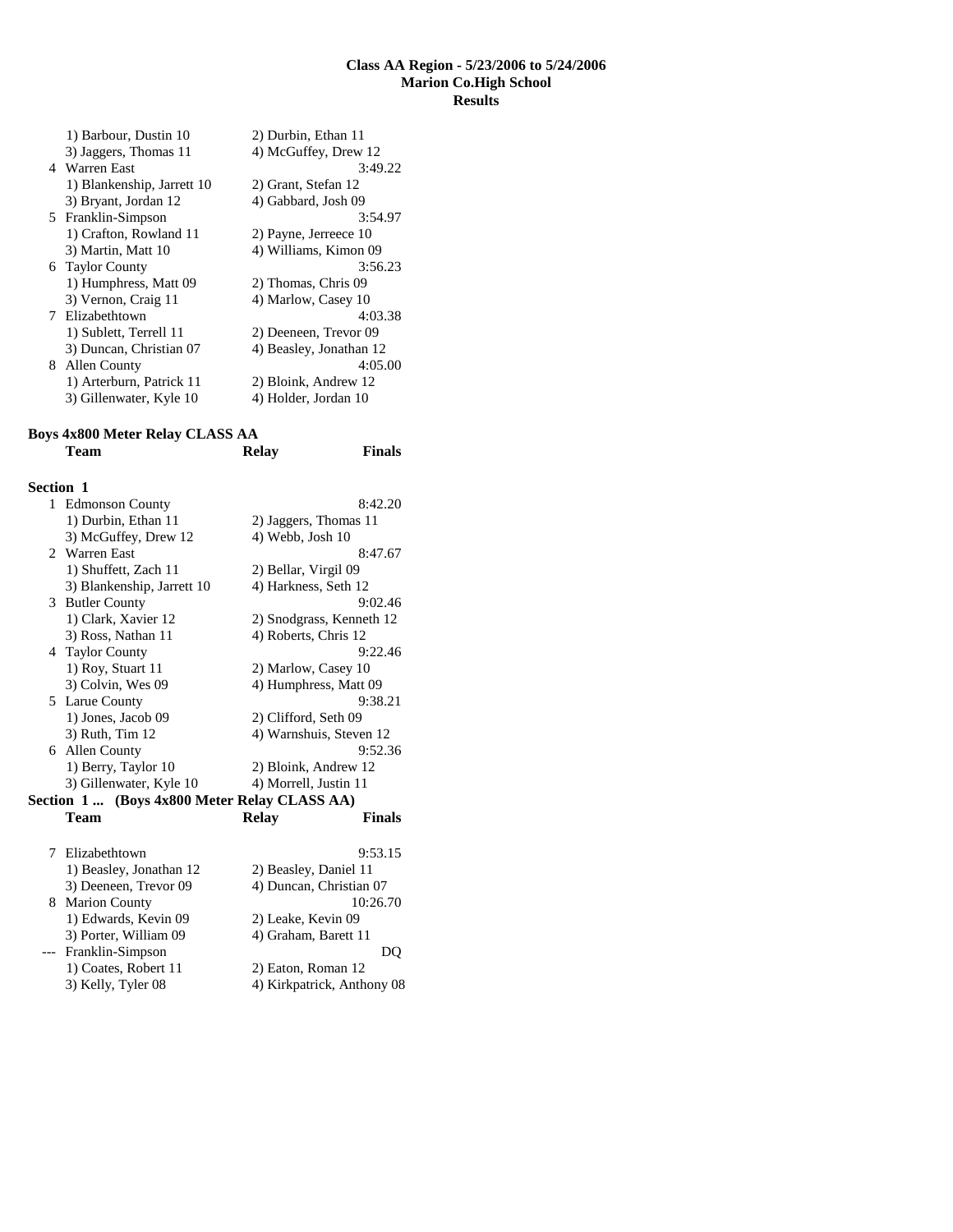1) Barbour, Dustin 10 2) Durbin, Ethan 11
3) Jaggers, Thomas 11 4) McGuffey, Drew 12

| | | |
|---|---|---|
| 4 | Warren East | 3:49.22 |
| | 1) Blankenship, Jarrett 10 | 2) Grant, Stefan 12 |
| | 3) Bryant, Jordan 12 | 4) Gabbard, Josh 09 |
| 5 | Franklin-Simpson | 3:54.97 |
| | 1) Crafton, Rowland 11 | 2) Payne, Jerreece 10 |
| | 3) Martin, Matt 10 | 4) Williams, Kimon 09 |
| 6 | Taylor County | 3:56.23 |
| | 1) Humphress, Matt 09 | 2) Thomas, Chris 09 |
| | 3) Vernon, Craig 11 | 4) Marlow, Casey 10 |
| 7 | Elizabethtown | 4:03.38 |
| | 1) Sublett, Terrell 11 | 2) Deeneen, Trevor 09 |
| | 3) Duncan, Christian 07 | 4) Beasley, Jonathan 12 |
| 8 | Allen County | 4:05.00 |
| | 1) Arterburn, Patrick 11 | 2) Bloink, Andrew 12 |
| | 3) Gillenwater, Kyle 10 | 4) Holder, Jordan 10 |

**Boys 4x800 Meter Relay CLASS AA**

**Section 1**

| | Team | Relay / Finals |
|---|---|---|
| 1 | Edmonson County | 8:42.20 |
| | 1) Durbin, Ethan 11 | 2) Jaggers, Thomas 11 |
| | 3) McGuffey, Drew 12 | 4) Webb, Josh 10 |
| 2 | Warren East | 8:47.67 |
| | 1) Shuffett, Zach 11 | 2) Bellar, Virgil 09 |
| | 3) Blankenship, Jarrett 10 | 4) Harkness, Seth 12 |
| 3 | Butler County | 9:02.46 |
| | 1) Clark, Xavier 12 | 2) Snodgrass, Kenneth 12 |
| | 3) Ross, Nathan 11 | 4) Roberts, Chris 12 |
| 4 | Taylor County | 9:22.46 |
| | 1) Roy, Stuart 11 | 2) Marlow, Casey 10 |
| | 3) Colvin, Wes 09 | 4) Humphress, Matt 09 |
| 5 | Larue County | 9:38.21 |
| | 1) Jones, Jacob 09 | 2) Clifford, Seth 09 |
| | 3) Ruth, Tim 12 | 4) Warnshuis, Steven 12 |
| 6 | Allen County | 9:52.36 |
| | 1) Berry, Taylor 10 | 2) Bloink, Andrew 12 |
| | 3) Gillenwater, Kyle 10 | 4) Morrell, Justin 11 |
| 7 | Elizabethtown | 9:53.15 |
| | 1) Beasley, Jonathan 12 | 2) Beasley, Daniel 11 |
| | 3) Deeneen, Trevor 09 | 4) Duncan, Christian 07 |
| 8 | Marion County | 10:26.70 |
| | 1) Edwards, Kevin 09 | 2) Leake, Kevin 09 |
| | 3) Porter, William 09 | 4) Graham, Barett 11 |
| --- | Franklin-Simpson | DQ |
| | 1) Coates, Robert 11 | 2) Eaton, Roman 12 |
| | 3) Kelly, Tyler 08 | 4) Kirkpatrick, Anthony 08 |